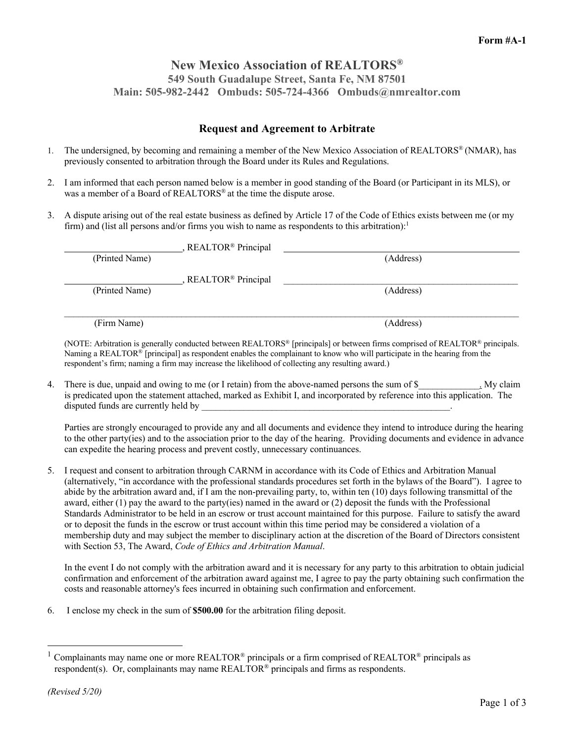Form #A-1

# New Mexico Association of REALTORS®

**549 South Guadalupe Street, Santa Fe, NM 87501**
**Main: 505-982-2442 Ombuds: 505-724-4366 Ombuds@nmrealtor.com**

## Request and Agreement to Arbitrate

1. The undersigned, by becoming and remaining a member of the New Mexico Association of REALTORS® (NMAR), has previously consented to arbitration through the Board under its Rules and Regulations.

2. I am informed that each person named below is a member in good standing of the Board (or Participant in its MLS), or was a member of a Board of REALTORS® at the time the dispute arose.

3. A dispute arising out of the real estate business as defined by Article 17 of the Code of Ethics exists between me (or my firm) and (list all persons and/or firms you wish to name as respondents to this arbitration):[1]

   ________________________, REALTOR® Principal ________________________________________
   (Printed Name) (Address)

   ________________________, REALTOR® Principal ________________________________________
   (Printed Name) (Address)

   ______________________________________________________________________________
   (Firm Name) (Address)

   (NOTE: Arbitration is generally conducted between REALTORS® [principals] or between firms comprised of REALTOR® principals. Naming a REALTOR® [principal] as respondent enables the complainant to know who will participate in the hearing from the respondent's firm; naming a firm may increase the likelihood of collecting any resulting award.)

4. There is due, unpaid and owing to me (or I retain) from the above-named persons the sum of $_____________. My claim is predicated upon the statement attached, marked as Exhibit I, and incorporated by reference into this application. The disputed funds are currently held by ________________________________________________________.

   Parties are strongly encouraged to provide any and all documents and evidence they intend to introduce during the hearing to the other party(ies) and to the association prior to the day of the hearing. Providing documents and evidence in advance can expedite the hearing process and prevent costly, unnecessary continuances.

5. I request and consent to arbitration through CARNM in accordance with its Code of Ethics and Arbitration Manual (alternatively, "in accordance with the professional standards procedures set forth in the bylaws of the Board"). I agree to abide by the arbitration award and, if I am the non-prevailing party, to, within ten (10) days following transmittal of the award, either (1) pay the award to the party(ies) named in the award or (2) deposit the funds with the Professional Standards Administrator to be held in an escrow or trust account maintained for this purpose. Failure to satisfy the award or to deposit the funds in the escrow or trust account within this time period may be considered a violation of a membership duty and may subject the member to disciplinary action at the discretion of the Board of Directors consistent with Section 53, The Award, *Code of Ethics and Arbitration Manual*.

   In the event I do not comply with the arbitration award and it is necessary for any party to this arbitration to obtain judicial confirmation and enforcement of the arbitration award against me, I agree to pay the party obtaining such confirmation the costs and reasonable attorney's fees incurred in obtaining such confirmation and enforcement.

6. I enclose my check in the sum of **$500.00** for the arbitration filing deposit.

---

[1] Complainants may name one or more REALTOR® principals or a firm comprised of REALTOR® principals as respondent(s). Or, complainants may name REALTOR® principals and firms as respondents.

*(Revised 5/20)*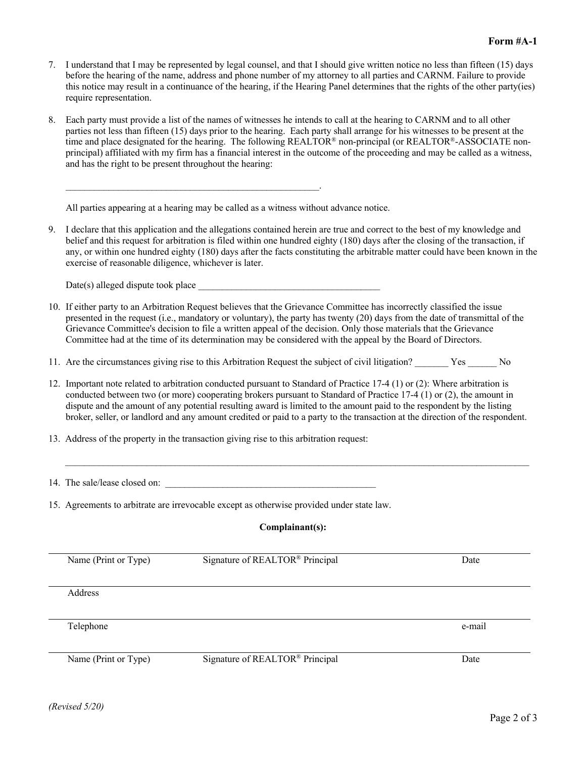**Form #A-1**

7. I understand that I may be represented by legal counsel, and that I should give written notice no less than fifteen (15) days before the hearing of the name, address and phone number of my attorney to all parties and CARNM. Failure to provide this notice may result in a continuance of the hearing, if the Hearing Panel determines that the rights of the other party(ies) require representation.

8. Each party must provide a list of the names of witnesses he intends to call at the hearing to CARNM and to all other parties not less than fifteen (15) days prior to the hearing. Each party shall arrange for his witnesses to be present at the time and place designated for the hearing. The following REALTOR® non-principal (or REALTOR®-ASSOCIATE non-principal) affiliated with my firm has a financial interest in the outcome of the proceeding and may be called as a witness, and has the right to be present throughout the hearing:

   _______________________________________________________.

   All parties appearing at a hearing may be called as a witness without advance notice.

9. I declare that this application and the allegations contained herein are true and correct to the best of my knowledge and belief and this request for arbitration is filed within one hundred eighty (180) days after the closing of the transaction, if any, or within one hundred eighty (180) days after the facts constituting the arbitrable matter could have been known in the exercise of reasonable diligence, whichever is later.

   Date(s) alleged dispute took place _______________________________________

10. If either party to an Arbitration Request believes that the Grievance Committee has incorrectly classified the issue presented in the request (i.e., mandatory or voluntary), the party has twenty (20) days from the date of transmittal of the Grievance Committee's decision to file a written appeal of the decision. Only those materials that the Grievance Committee had at the time of its determination may be considered with the appeal by the Board of Directors.

11. Are the circumstances giving rise to this Arbitration Request the subject of civil litigation? _______ Yes ______ No

12. Important note related to arbitration conducted pursuant to Standard of Practice 17-4 (1) or (2): Where arbitration is conducted between two (or more) cooperating brokers pursuant to Standard of Practice 17-4 (1) or (2), the amount in dispute and the amount of any potential resulting award is limited to the amount paid to the respondent by the listing broker, seller, or landlord and any amount credited or paid to a party to the transaction at the direction of the respondent.

13. Address of the property in the transaction giving rise to this arbitration request:

    ______________________________________________________________________________________________

14. The sale/lease closed on: _______________________________________________

15. Agreements to arbitrate are irrevocable except as otherwise provided under state law.

**Complainant(s):**

______________________________________________________________________________________________
Name (Print or Type) Signature of REALTOR® Principal Date

______________________________________________________________________________________________
Address

______________________________________________________________________________________________
Telephone e-mail

______________________________________________________________________________________________
Name (Print or Type) Signature of REALTOR® Principal Date

*(Revised 5/20)*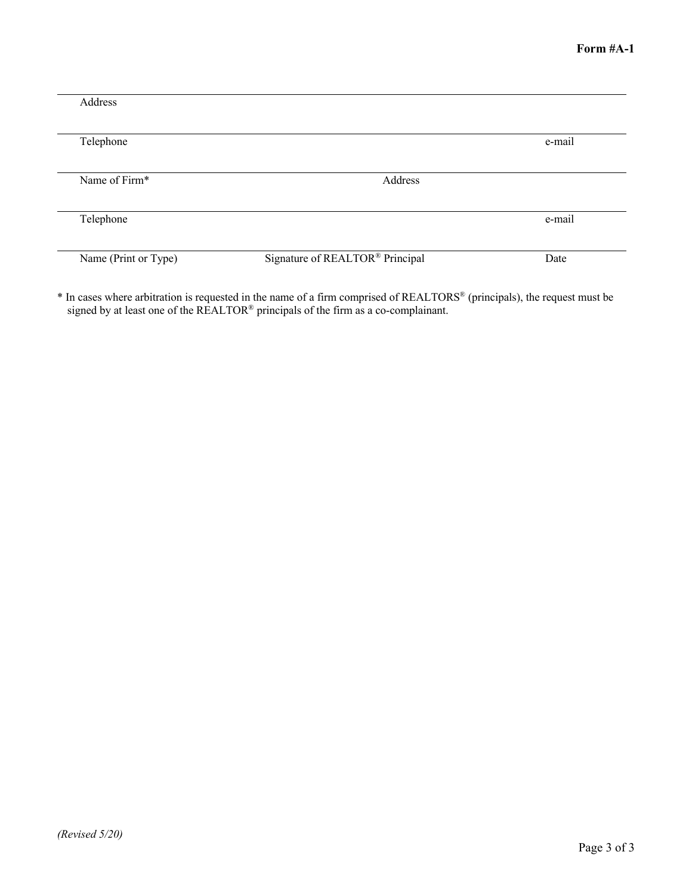Form #A-1

---

Address

---

Telephone e-mail

---

Name of Firm* Address

---

Telephone e-mail

---

Name (Print or Type) Signature of REALTOR® Principal Date

\* In cases where arbitration is requested in the name of a firm comprised of REALTORS® (principals), the request must be signed by at least one of the REALTOR® principals of the firm as a co-complainant.

*(Revised 5/20)*